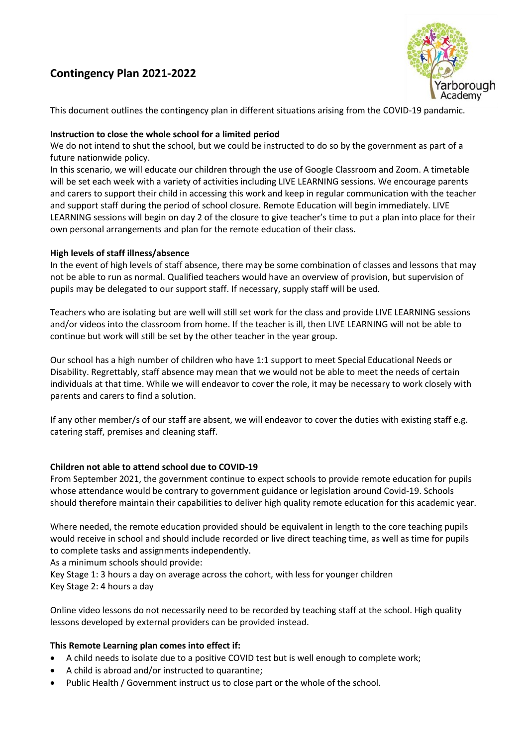# Contingency Plan 2021-2022

This document outlines the contingency plan in different situations arising from the COVID-19 pandamic.

**Instruction to close the whole school for a limited period**

We do not intend to shut the school, but we could be instructed to do so by the government as part of a future nationwide policy.

In this scenario, we will educate our children through the use of Google Classroom and Zoom. A timetable will be set each week with a variety of activities including LIVE LEARNING sessions. We encourage parents and carers to support their child in accessing this work and keep in regular communication with the teacher and support staff during the period of school closure. Remote Education will begin immediately. LIVE LEARNING sessions will begin on day 2 of the closure to give teacher's time to put a plan into place for their own personal arrangements and plan for the remote education of their class.

**High levels of staff illness/absence**

In the event of high levels of staff absence, there may be some combination of classes and lessons that may not be able to run as normal. Qualified teachers would have an overview of provision, but supervision of pupils may be delegated to our support staff. If necessary, supply staff will be used.

Teachers who are isolating but are well will still set work for the class and provide LIVE LEARNING sessions and/or videos into the classroom from home. If the teacher is ill, then LIVE LEARNING will not be able to continue but work will still be set by the other teacher in the year group.

Our school has a high number of children who have 1:1 support to meet Special Educational Needs or Disability. Regrettably, staff absence may mean that we would not be able to meet the needs of certain individuals at that time. While we will endeavor to cover the role, it may be necessary to work closely with parents and carers to find a solution.

If any other member/s of our staff are absent, we will endeavor to cover the duties with existing staff e.g. catering staff, premises and cleaning staff.

**Children not able to attend school due to COVID-19**

From September 2021, the government continue to expect schools to provide remote education for pupils whose attendance would be contrary to government guidance or legislation around Covid-19. Schools should therefore maintain their capabilities to deliver high quality remote education for this academic year.

Where needed, the remote education provided should be equivalent in length to the core teaching pupils would receive in school and should include recorded or live direct teaching time, as well as time for pupils to complete tasks and assignments independently.

As a minimum schools should provide:

Key Stage 1: 3 hours a day on average across the cohort, with less for younger children
Key Stage 2: 4 hours a day

Online video lessons do not necessarily need to be recorded by teaching staff at the school. High quality lessons developed by external providers can be provided instead.

**This Remote Learning plan comes into effect if:**

- A child needs to isolate due to a positive COVID test but is well enough to complete work;
- A child is abroad and/or instructed to quarantine;
- Public Health / Government instruct us to close part or the whole of the school.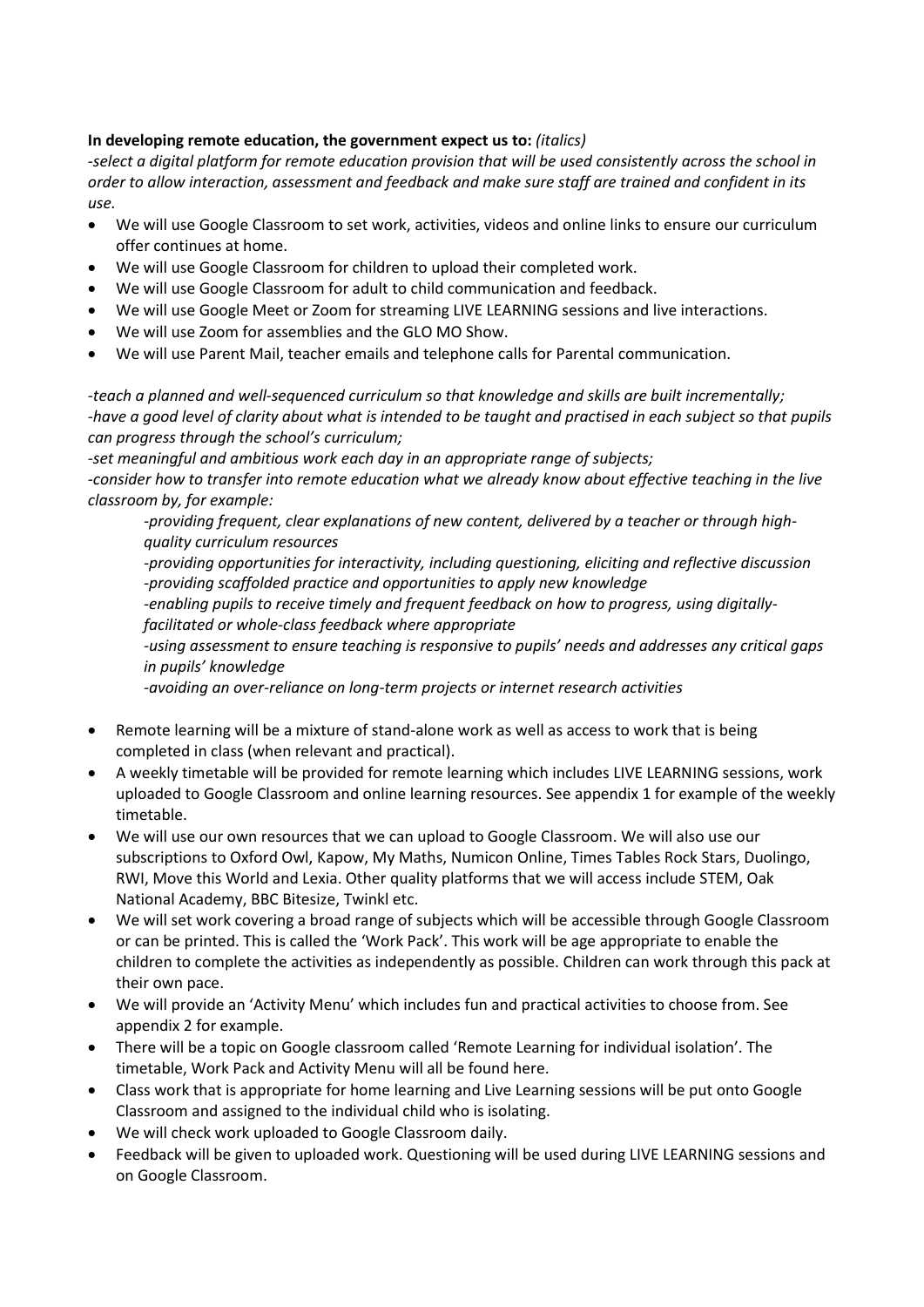**In developing remote education, the government expect us to:** *(italics)*

*-select a digital platform for remote education provision that will be used consistently across the school in order to allow interaction, assessment and feedback and make sure staff are trained and confident in its use.*

- We will use Google Classroom to set work, activities, videos and online links to ensure our curriculum offer continues at home.
- We will use Google Classroom for children to upload their completed work.
- We will use Google Classroom for adult to child communication and feedback.
- We will use Google Meet or Zoom for streaming LIVE LEARNING sessions and live interactions.
- We will use Zoom for assemblies and the GLO MO Show.
- We will use Parent Mail, teacher emails and telephone calls for Parental communication.

*-teach a planned and well-sequenced curriculum so that knowledge and skills are built incrementally;*
*-have a good level of clarity about what is intended to be taught and practised in each subject so that pupils can progress through the school's curriculum;*
*-set meaningful and ambitious work each day in an appropriate range of subjects;*
*-consider how to transfer into remote education what we already know about effective teaching in the live classroom by, for example:*

> *-providing frequent, clear explanations of new content, delivered by a teacher or through high-quality curriculum resources*
> *-providing opportunities for interactivity, including questioning, eliciting and reflective discussion*
> *-providing scaffolded practice and opportunities to apply new knowledge*
> *-enabling pupils to receive timely and frequent feedback on how to progress, using digitally-facilitated or whole-class feedback where appropriate*
> *-using assessment to ensure teaching is responsive to pupils' needs and addresses any critical gaps in pupils' knowledge*
> *-avoiding an over-reliance on long-term projects or internet research activities*

- Remote learning will be a mixture of stand-alone work as well as access to work that is being completed in class (when relevant and practical).
- A weekly timetable will be provided for remote learning which includes LIVE LEARNING sessions, work uploaded to Google Classroom and online learning resources. See appendix 1 for example of the weekly timetable.
- We will use our own resources that we can upload to Google Classroom. We will also use our subscriptions to Oxford Owl, Kapow, My Maths, Numicon Online, Times Tables Rock Stars, Duolingo, RWI, Move this World and Lexia. Other quality platforms that we will access include STEM, Oak National Academy, BBC Bitesize, Twinkl etc.
- We will set work covering a broad range of subjects which will be accessible through Google Classroom or can be printed. This is called the 'Work Pack'. This work will be age appropriate to enable the children to complete the activities as independently as possible. Children can work through this pack at their own pace.
- We will provide an 'Activity Menu' which includes fun and practical activities to choose from. See appendix 2 for example.
- There will be a topic on Google classroom called 'Remote Learning for individual isolation'. The timetable, Work Pack and Activity Menu will all be found here.
- Class work that is appropriate for home learning and Live Learning sessions will be put onto Google Classroom and assigned to the individual child who is isolating.
- We will check work uploaded to Google Classroom daily.
- Feedback will be given to uploaded work. Questioning will be used during LIVE LEARNING sessions and on Google Classroom.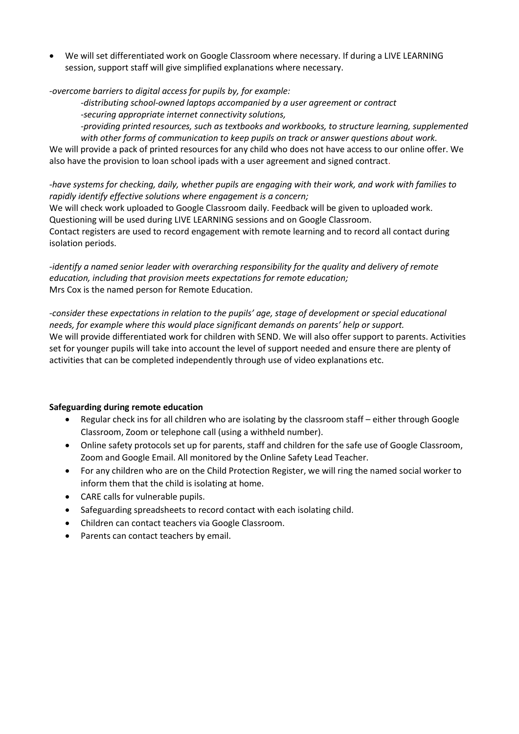- We will set differentiated work on Google Classroom where necessary. If during a LIVE LEARNING session, support staff will give simplified explanations where necessary.

*-overcome barriers to digital access for pupils by, for example:*

*-distributing school-owned laptops accompanied by a user agreement or contract*
*-securing appropriate internet connectivity solutions,*
*-providing printed resources, such as textbooks and workbooks, to structure learning, supplemented with other forms of communication to keep pupils on track or answer questions about work.*

We will provide a pack of printed resources for any child who does not have access to our online offer. We also have the provision to loan school ipads with a user agreement and signed contract.

*-have systems for checking, daily, whether pupils are engaging with their work, and work with families to rapidly identify effective solutions where engagement is a concern;*
We will check work uploaded to Google Classroom daily. Feedback will be given to uploaded work.
Questioning will be used during LIVE LEARNING sessions and on Google Classroom.
Contact registers are used to record engagement with remote learning and to record all contact during isolation periods.

*-identify a named senior leader with overarching responsibility for the quality and delivery of remote education, including that provision meets expectations for remote education;*
Mrs Cox is the named person for Remote Education.

*-consider these expectations in relation to the pupils' age, stage of development or special educational needs, for example where this would place significant demands on parents' help or support.*
We will provide differentiated work for children with SEND. We will also offer support to parents. Activities set for younger pupils will take into account the level of support needed and ensure there are plenty of activities that can be completed independently through use of video explanations etc.

**Safeguarding during remote education**

- Regular check ins for all children who are isolating by the classroom staff – either through Google Classroom, Zoom or telephone call (using a withheld number).
- Online safety protocols set up for parents, staff and children for the safe use of Google Classroom, Zoom and Google Email. All monitored by the Online Safety Lead Teacher.
- For any children who are on the Child Protection Register, we will ring the named social worker to inform them that the child is isolating at home.
- CARE calls for vulnerable pupils.
- Safeguarding spreadsheets to record contact with each isolating child.
- Children can contact teachers via Google Classroom.
- Parents can contact teachers by email.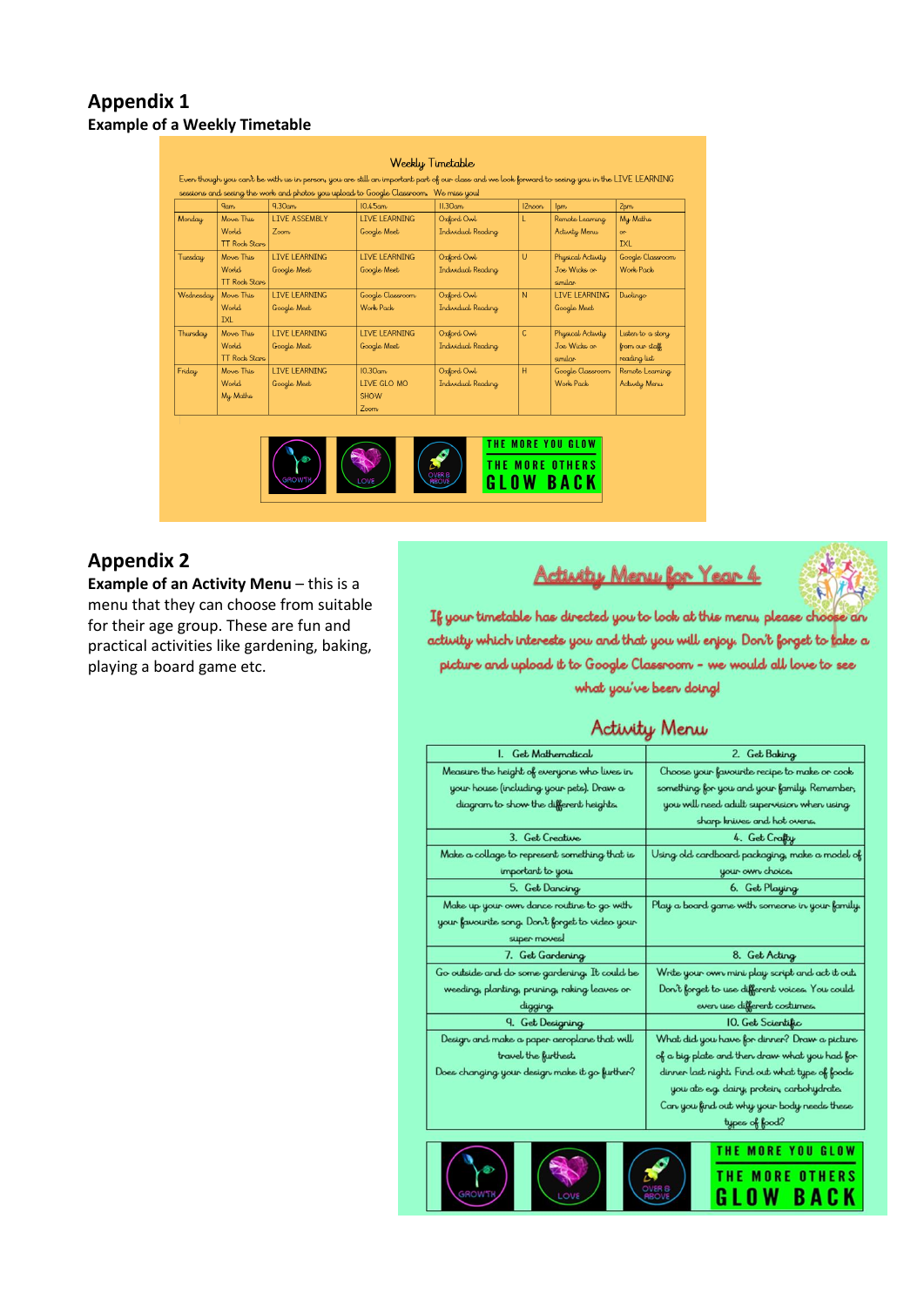## Appendix 1

**Example of a Weekly Timetable**

Weekly Timetable

Even though you can't be with us in person, you are still an important part of our class and we look forward to seeing you in the LIVE LEARNING sessions and seeing the work and photos you upload to Google Classroom. We miss you!

| | 9am | 9.30am | 10.45am | 11.30am | 12noon | 1pm | 2pm |
|---|---|---|---|---|---|---|---|
| Monday | Move This World TT Rock Stars | LIVE ASSEMBLY Zoom | LIVE LEARNING Google Meet | Oxford Owl Individual Reading | L | Remote Learning Activity Menu | My Maths or IXL |
| Tuesday | Move This World TT Rock Stars | LIVE LEARNING Google Meet | LIVE LEARNING Google Meet | Oxford Owl Individual Reading | U | Physical Activity Joe Wicks or similar | Google Classroom Work Pack |
| Wednesday | Move This World IXL | LIVE LEARNING Google Meet | Google Classroom Work Pack | Oxford Owl Individual Reading | N | LIVE LEARNING Google Meet | Duolingo |
| Thursday | Move This World TT Rock Stars | LIVE LEARNING Google Meet | LIVE LEARNING Google Meet | Oxford Owl Individual Reading | C | Physical Activity Joe Wicks or similar | Listen to a story from our staff reading list |
| Friday | Move This World My Maths | LIVE LEARNING Google Meet | 10.30am LIVE GLO MO SHOW Zoom | Oxford Owl Individual Reading | H | Google Classroom Work Pack | Remote Learning Activity Menu |

GROWTH LOVE OVER & ABOVE THE MORE YOU GLOW THE MORE OTHERS GLOW BACK

## Appendix 2

**Example of an Activity Menu** – this is a menu that they can choose from suitable for their age group. These are fun and practical activities like gardening, baking, playing a board game etc.

Activity Menu for Year 4

If your timetable has directed you to look at this menu, please choose an activity which interests you and that you will enjoy. Don't forget to take a picture and upload it to Google Classroom - we would all love to see what you've been doing!

Activity Menu

| 1. Get Mathematical | 2. Get Baking |
|---|---|
| Measure the height of everyone who lives in your house (including your pets). Draw a diagram to show the different heights. | Choose your favourite recipe to make or cook something for you and your family. Remember, you will need adult supervision when using sharp knives and hot ovens. |
| **3. Get Creative** | **4. Get Crafty** |
| Make a collage to represent something that is important to you. | Using old cardboard packaging, make a model of your own choice. |
| **5. Get Dancing** | **6. Get Playing** |
| Make up your own dance routine to go with your favourite song. Don't forget to video your super moves! | Play a board game with someone in your family. |
| **7. Get Gardening** | **8. Get Acting** |
| Go outside and do some gardening. It could be weeding, planting, pruning, raking leaves or digging. | Write your own mini play script and act it out. Don't forget to use different voices. You could even use different costumes. |
| **9. Get Designing** | **10. Get Scientific** |
| Design and make a paper aeroplane that will travel the furthest. Does changing your design make it go further? | What did you have for dinner? Draw a picture of a big plate and then draw what you had for dinner last night. Find out what type of foods you ate e.g. dairy, protein, carbohydrate. Can you find out why your body needs these types of food? |

GROWTH LOVE OVER & ABOVE THE MORE YOU GLOW THE MORE OTHERS GLOW BACK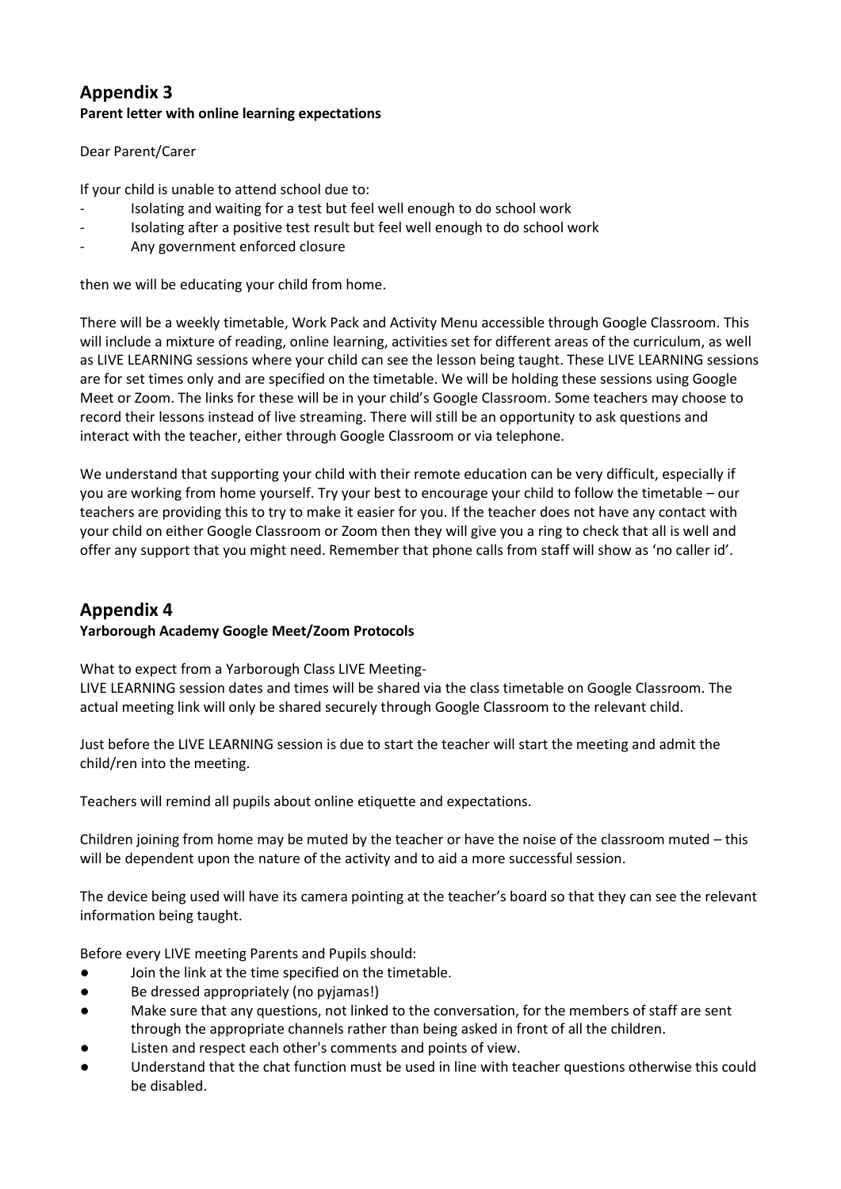# Appendix 3

**Parent letter with online learning expectations**

Dear Parent/Carer

If your child is unable to attend school due to:

- Isolating and waiting for a test but feel well enough to do school work
- Isolating after a positive test result but feel well enough to do school work
- Any government enforced closure

then we will be educating your child from home.

There will be a weekly timetable, Work Pack and Activity Menu accessible through Google Classroom. This will include a mixture of reading, online learning, activities set for different areas of the curriculum, as well as LIVE LEARNING sessions where your child can see the lesson being taught. These LIVE LEARNING sessions are for set times only and are specified on the timetable. We will be holding these sessions using Google Meet or Zoom. The links for these will be in your child's Google Classroom. Some teachers may choose to record their lessons instead of live streaming. There will still be an opportunity to ask questions and interact with the teacher, either through Google Classroom or via telephone.

We understand that supporting your child with their remote education can be very difficult, especially if you are working from home yourself. Try your best to encourage your child to follow the timetable – our teachers are providing this to try to make it easier for you. If the teacher does not have any contact with your child on either Google Classroom or Zoom then they will give you a ring to check that all is well and offer any support that you might need. Remember that phone calls from staff will show as 'no caller id'.

# Appendix 4

**Yarborough Academy Google Meet/Zoom Protocols**

What to expect from a Yarborough Class LIVE Meeting-
LIVE LEARNING session dates and times will be shared via the class timetable on Google Classroom. The actual meeting link will only be shared securely through Google Classroom to the relevant child.

Just before the LIVE LEARNING session is due to start the teacher will start the meeting and admit the child/ren into the meeting.

Teachers will remind all pupils about online etiquette and expectations.

Children joining from home may be muted by the teacher or have the noise of the classroom muted – this will be dependent upon the nature of the activity and to aid a more successful session.

The device being used will have its camera pointing at the teacher's board so that they can see the relevant information being taught.

Before every LIVE meeting Parents and Pupils should:

- Join the link at the time specified on the timetable.
- Be dressed appropriately (no pyjamas!)
- Make sure that any questions, not linked to the conversation, for the members of staff are sent through the appropriate channels rather than being asked in front of all the children.
- Listen and respect each other's comments and points of view.
- Understand that the chat function must be used in line with teacher questions otherwise this could be disabled.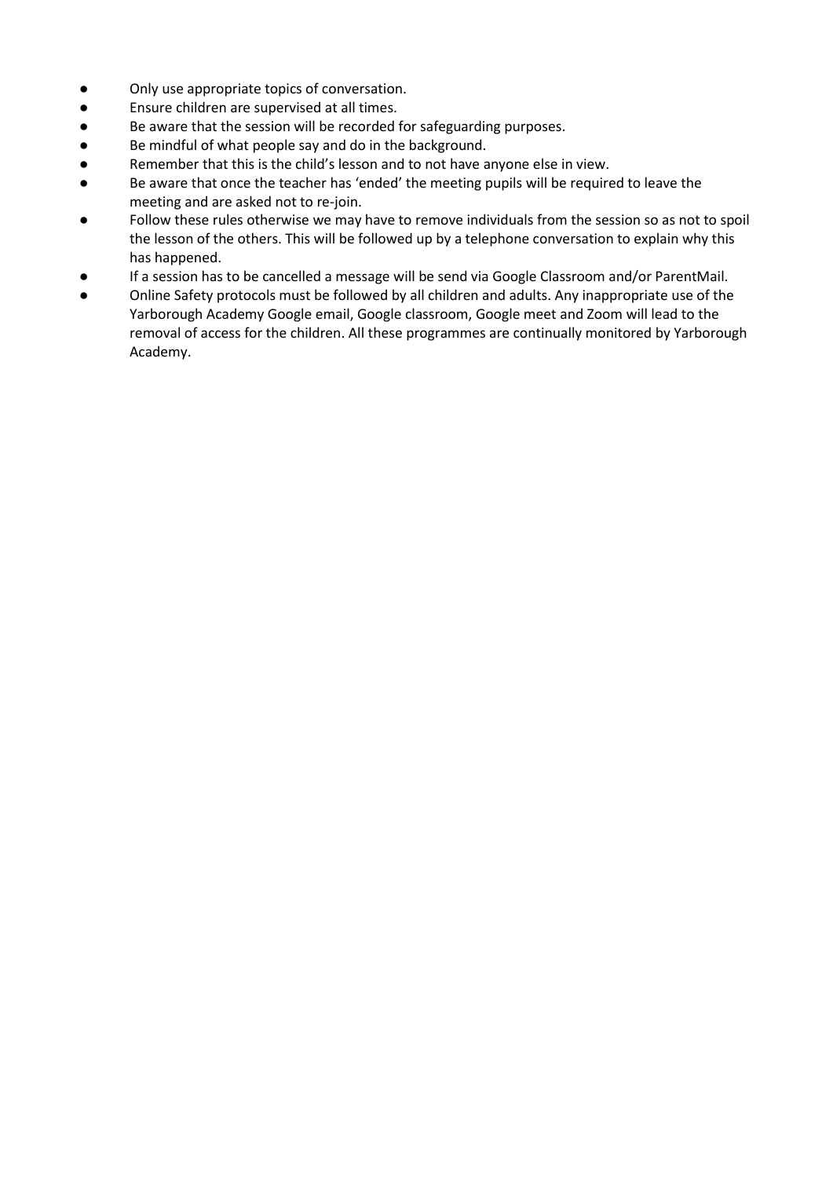- Only use appropriate topics of conversation.
- Ensure children are supervised at all times.
- Be aware that the session will be recorded for safeguarding purposes.
- Be mindful of what people say and do in the background.
- Remember that this is the child's lesson and to not have anyone else in view.
- Be aware that once the teacher has 'ended' the meeting pupils will be required to leave the meeting and are asked not to re-join.
- Follow these rules otherwise we may have to remove individuals from the session so as not to spoil the lesson of the others. This will be followed up by a telephone conversation to explain why this has happened.
- If a session has to be cancelled a message will be send via Google Classroom and/or ParentMail.
- Online Safety protocols must be followed by all children and adults. Any inappropriate use of the Yarborough Academy Google email, Google classroom, Google meet and Zoom will lead to the removal of access for the children. All these programmes are continually monitored by Yarborough Academy.